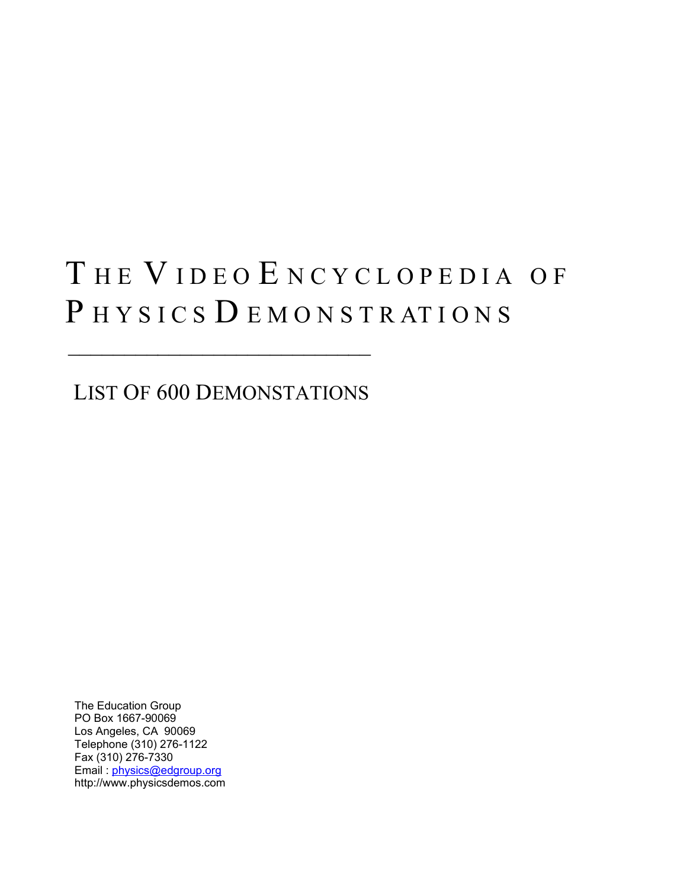# The Video Encyclopedia of Physics Demonstrations

---

## List of 600 Demonstations

The Education Group
PO Box 1667-90069
Los Angeles, CA 90069
Telephone (310) 276-1122
Fax (310) 276-7330
Email : physics@edgroup.org
http://www.physicsdemos.com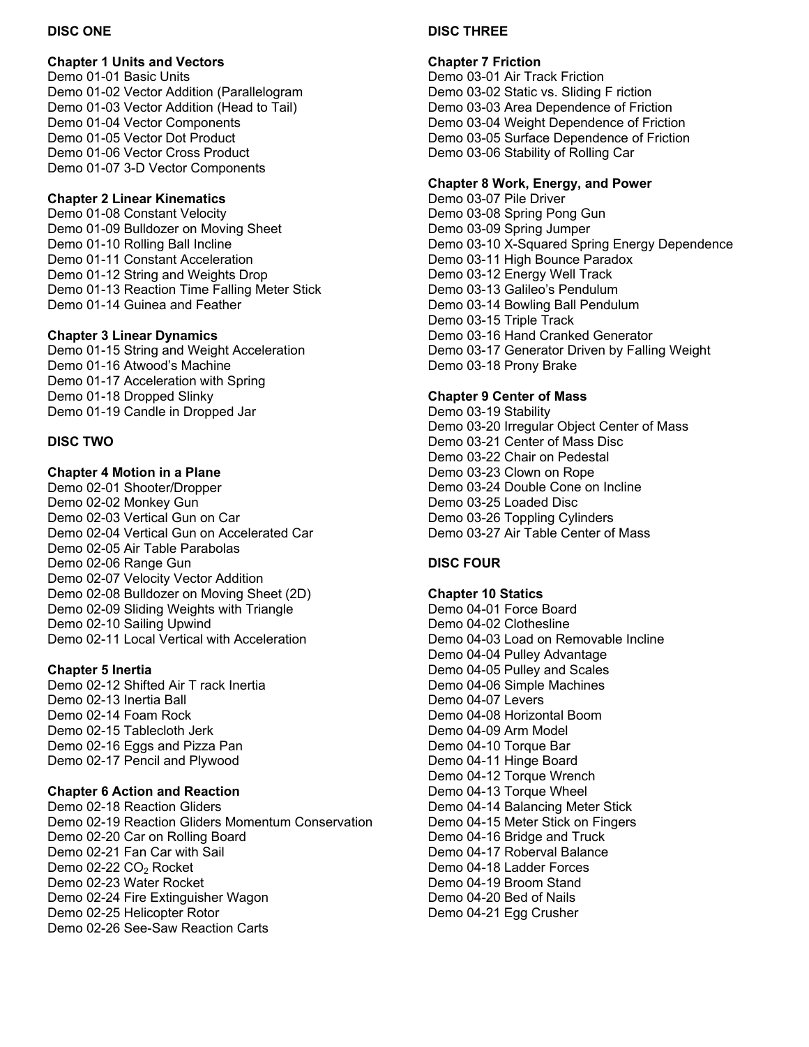## DISC ONE

### Chapter 1 Units and Vectors

Demo 01-01 Basic Units
Demo 01-02 Vector Addition (Parallelogram
Demo 01-03 Vector Addition (Head to Tail)
Demo 01-04 Vector Components
Demo 01-05 Vector Dot Product
Demo 01-06 Vector Cross Product
Demo 01-07 3-D Vector Components

### Chapter 2 Linear Kinematics

Demo 01-08 Constant Velocity
Demo 01-09 Bulldozer on Moving Sheet
Demo 01-10 Rolling Ball Incline
Demo 01-11 Constant Acceleration
Demo 01-12 String and Weights Drop
Demo 01-13 Reaction Time Falling Meter Stick
Demo 01-14 Guinea and Feather

### Chapter 3 Linear Dynamics

Demo 01-15 String and Weight Acceleration
Demo 01-16 Atwood's Machine
Demo 01-17 Acceleration with Spring
Demo 01-18 Dropped Slinky
Demo 01-19 Candle in Dropped Jar

## DISC TWO

### Chapter 4 Motion in a Plane

Demo 02-01 Shooter/Dropper
Demo 02-02 Monkey Gun
Demo 02-03 Vertical Gun on Car
Demo 02-04 Vertical Gun on Accelerated Car
Demo 02-05 Air Table Parabolas
Demo 02-06 Range Gun
Demo 02-07 Velocity Vector Addition
Demo 02-08 Bulldozer on Moving Sheet (2D)
Demo 02-09 Sliding Weights with Triangle
Demo 02-10 Sailing Upwind
Demo 02-11 Local Vertical with Acceleration

### Chapter 5 Inertia

Demo 02-12 Shifted Air T rack Inertia
Demo 02-13 Inertia Ball
Demo 02-14 Foam Rock
Demo 02-15 Tablecloth Jerk
Demo 02-16 Eggs and Pizza Pan
Demo 02-17 Pencil and Plywood

### Chapter 6 Action and Reaction

Demo 02-18 Reaction Gliders
Demo 02-19 Reaction Gliders Momentum Conservation
Demo 02-20 Car on Rolling Board
Demo 02-21 Fan Car with Sail
Demo 02-22 $CO_2$ Rocket
Demo 02-23 Water Rocket
Demo 02-24 Fire Extinguisher Wagon
Demo 02-25 Helicopter Rotor
Demo 02-26 See-Saw Reaction Carts

## DISC THREE

### Chapter 7 Friction

Demo 03-01 Air Track Friction
Demo 03-02 Static vs. Sliding F riction
Demo 03-03 Area Dependence of Friction
Demo 03-04 Weight Dependence of Friction
Demo 03-05 Surface Dependence of Friction
Demo 03-06 Stability of Rolling Car

### Chapter 8 Work, Energy, and Power

Demo 03-07 Pile Driver
Demo 03-08 Spring Pong Gun
Demo 03-09 Spring Jumper
Demo 03-10 X-Squared Spring Energy Dependence
Demo 03-11 High Bounce Paradox
Demo 03-12 Energy Well Track
Demo 03-13 Galileo's Pendulum
Demo 03-14 Bowling Ball Pendulum
Demo 03-15 Triple Track
Demo 03-16 Hand Cranked Generator
Demo 03-17 Generator Driven by Falling Weight
Demo 03-18 Prony Brake

### Chapter 9 Center of Mass

Demo 03-19 Stability
Demo 03-20 Irregular Object Center of Mass
Demo 03-21 Center of Mass Disc
Demo 03-22 Chair on Pedestal
Demo 03-23 Clown on Rope
Demo 03-24 Double Cone on Incline
Demo 03-25 Loaded Disc
Demo 03-26 Toppling Cylinders
Demo 03-27 Air Table Center of Mass

## DISC FOUR

### Chapter 10 Statics

Demo 04-01 Force Board
Demo 04-02 Clothesline
Demo 04-03 Load on Removable Incline
Demo 04-04 Pulley Advantage
Demo 04-05 Pulley and Scales
Demo 04-06 Simple Machines
Demo 04-07 Levers
Demo 04-08 Horizontal Boom
Demo 04-09 Arm Model
Demo 04-10 Torque Bar
Demo 04-11 Hinge Board
Demo 04-12 Torque Wrench
Demo 04-13 Torque Wheel
Demo 04-14 Balancing Meter Stick
Demo 04-15 Meter Stick on Fingers
Demo 04-16 Bridge and Truck
Demo 04-17 Roberval Balance
Demo 04-18 Ladder Forces
Demo 04-19 Broom Stand
Demo 04-20 Bed of Nails
Demo 04-21 Egg Crusher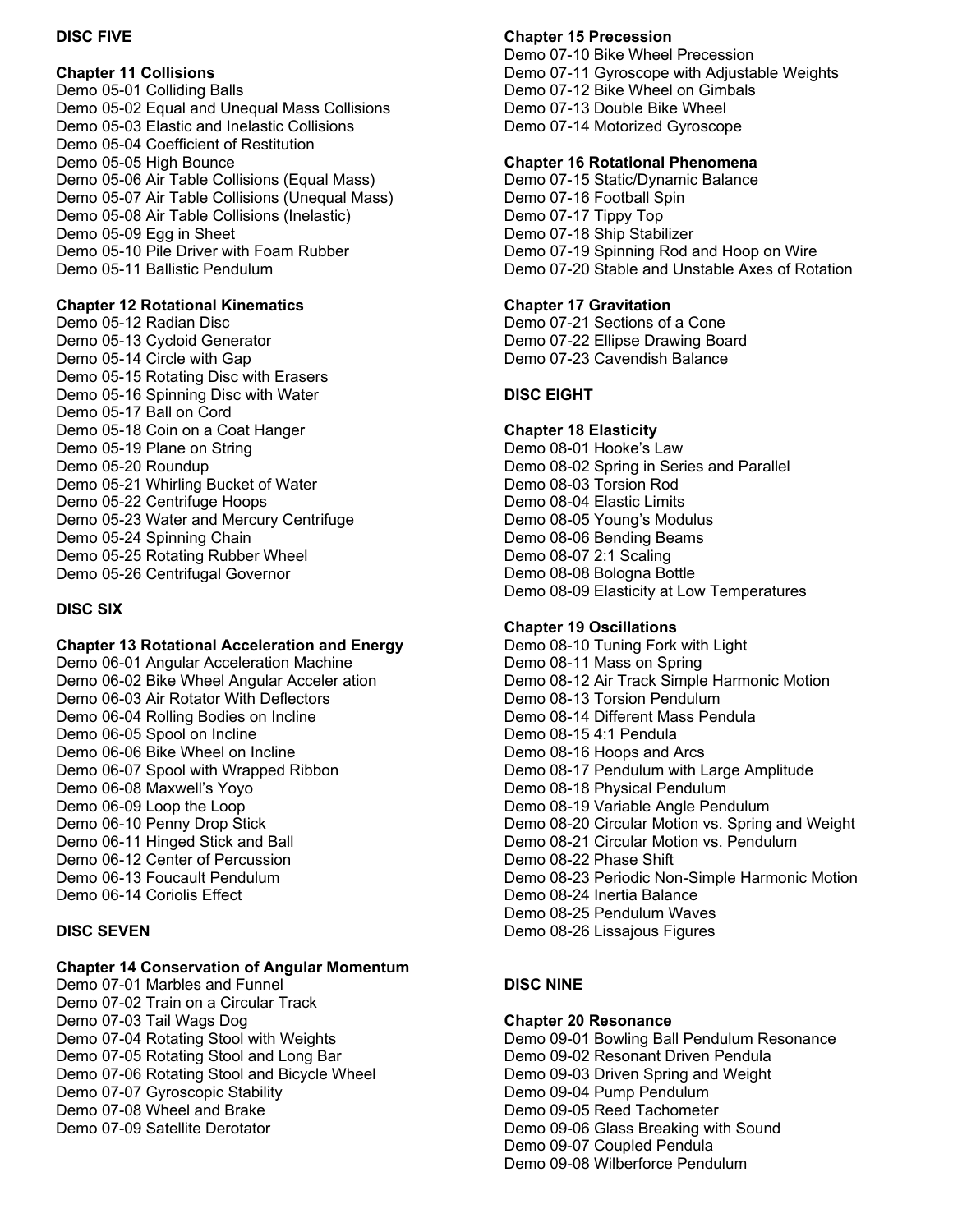## DISC FIVE

### Chapter 11 Collisions

Demo 05-01 Colliding Balls
Demo 05-02 Equal and Unequal Mass Collisions
Demo 05-03 Elastic and Inelastic Collisions
Demo 05-04 Coefficient of Restitution
Demo 05-05 High Bounce
Demo 05-06 Air Table Collisions (Equal Mass)
Demo 05-07 Air Table Collisions (Unequal Mass)
Demo 05-08 Air Table Collisions (Inelastic)
Demo 05-09 Egg in Sheet
Demo 05-10 Pile Driver with Foam Rubber
Demo 05-11 Ballistic Pendulum

### Chapter 12 Rotational Kinematics

Demo 05-12 Radian Disc
Demo 05-13 Cycloid Generator
Demo 05-14 Circle with Gap
Demo 05-15 Rotating Disc with Erasers
Demo 05-16 Spinning Disc with Water
Demo 05-17 Ball on Cord
Demo 05-18 Coin on a Coat Hanger
Demo 05-19 Plane on String
Demo 05-20 Roundup
Demo 05-21 Whirling Bucket of Water
Demo 05-22 Centrifuge Hoops
Demo 05-23 Water and Mercury Centrifuge
Demo 05-24 Spinning Chain
Demo 05-25 Rotating Rubber Wheel
Demo 05-26 Centrifugal Governor

## DISC SIX

### Chapter 13 Rotational Acceleration and Energy

Demo 06-01 Angular Acceleration Machine
Demo 06-02 Bike Wheel Angular Acceler ation
Demo 06-03 Air Rotator With Deflectors
Demo 06-04 Rolling Bodies on Incline
Demo 06-05 Spool on Incline
Demo 06-06 Bike Wheel on Incline
Demo 06-07 Spool with Wrapped Ribbon
Demo 06-08 Maxwell's Yoyo
Demo 06-09 Loop the Loop
Demo 06-10 Penny Drop Stick
Demo 06-11 Hinged Stick and Ball
Demo 06-12 Center of Percussion
Demo 06-13 Foucault Pendulum
Demo 06-14 Coriolis Effect

## DISC SEVEN

### Chapter 14 Conservation of Angular Momentum

Demo 07-01 Marbles and Funnel
Demo 07-02 Train on a Circular Track
Demo 07-03 Tail Wags Dog
Demo 07-04 Rotating Stool with Weights
Demo 07-05 Rotating Stool and Long Bar
Demo 07-06 Rotating Stool and Bicycle Wheel
Demo 07-07 Gyroscopic Stability
Demo 07-08 Wheel and Brake
Demo 07-09 Satellite Derotator

### Chapter 15 Precession

Demo 07-10 Bike Wheel Precession
Demo 07-11 Gyroscope with Adjustable Weights
Demo 07-12 Bike Wheel on Gimbals
Demo 07-13 Double Bike Wheel
Demo 07-14 Motorized Gyroscope

### Chapter 16 Rotational Phenomena

Demo 07-15 Static/Dynamic Balance
Demo 07-16 Football Spin
Demo 07-17 Tippy Top
Demo 07-18 Ship Stabilizer
Demo 07-19 Spinning Rod and Hoop on Wire
Demo 07-20 Stable and Unstable Axes of Rotation

### Chapter 17 Gravitation

Demo 07-21 Sections of a Cone
Demo 07-22 Ellipse Drawing Board
Demo 07-23 Cavendish Balance

## DISC EIGHT

### Chapter 18 Elasticity

Demo 08-01 Hooke's Law
Demo 08-02 Spring in Series and Parallel
Demo 08-03 Torsion Rod
Demo 08-04 Elastic Limits
Demo 08-05 Young's Modulus
Demo 08-06 Bending Beams
Demo 08-07 2:1 Scaling
Demo 08-08 Bologna Bottle
Demo 08-09 Elasticity at Low Temperatures

### Chapter 19 Oscillations

Demo 08-10 Tuning Fork with Light
Demo 08-11 Mass on Spring
Demo 08-12 Air Track Simple Harmonic Motion
Demo 08-13 Torsion Pendulum
Demo 08-14 Different Mass Pendula
Demo 08-15 4:1 Pendula
Demo 08-16 Hoops and Arcs
Demo 08-17 Pendulum with Large Amplitude
Demo 08-18 Physical Pendulum
Demo 08-19 Variable Angle Pendulum
Demo 08-20 Circular Motion vs. Spring and Weight
Demo 08-21 Circular Motion vs. Pendulum
Demo 08-22 Phase Shift
Demo 08-23 Periodic Non-Simple Harmonic Motion
Demo 08-24 Inertia Balance
Demo 08-25 Pendulum Waves
Demo 08-26 Lissajous Figures

## DISC NINE

### Chapter 20 Resonance

Demo 09-01 Bowling Ball Pendulum Resonance
Demo 09-02 Resonant Driven Pendula
Demo 09-03 Driven Spring and Weight
Demo 09-04 Pump Pendulum
Demo 09-05 Reed Tachometer
Demo 09-06 Glass Breaking with Sound
Demo 09-07 Coupled Pendula
Demo 09-08 Wilberforce Pendulum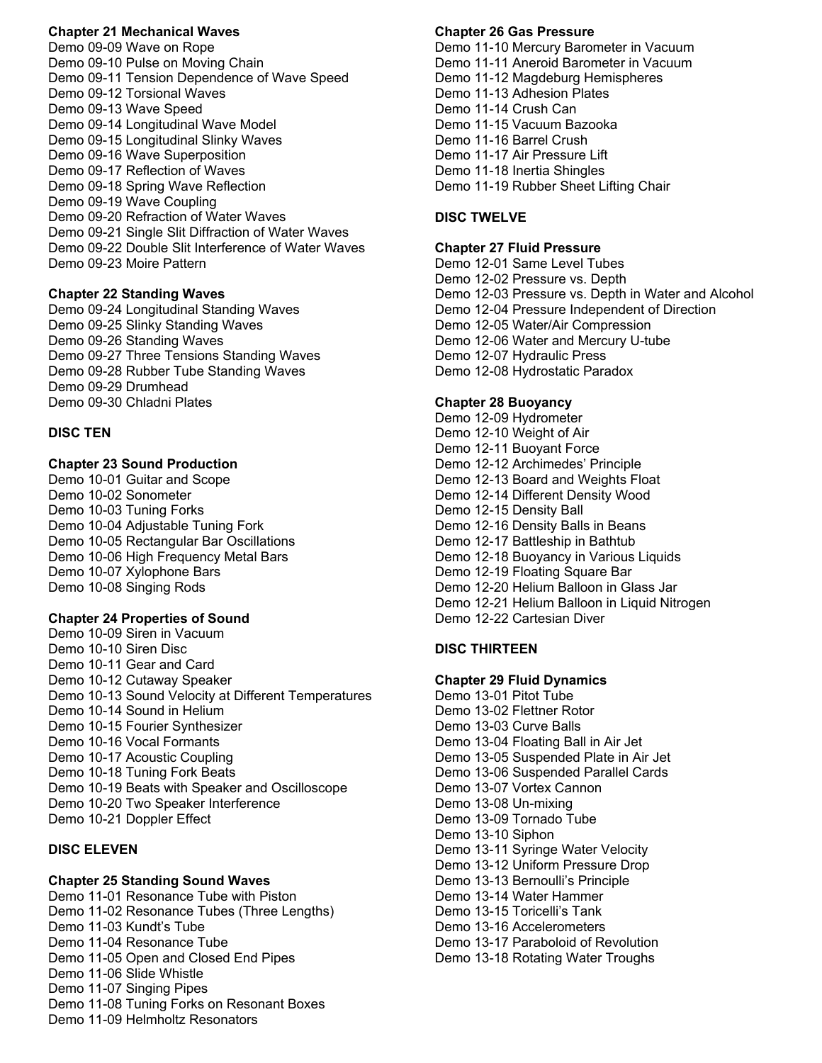### Chapter 21 Mechanical Waves

Demo 09-09 Wave on Rope
Demo 09-10 Pulse on Moving Chain
Demo 09-11 Tension Dependence of Wave Speed
Demo 09-12 Torsional Waves
Demo 09-13 Wave Speed
Demo 09-14 Longitudinal Wave Model
Demo 09-15 Longitudinal Slinky Waves
Demo 09-16 Wave Superposition
Demo 09-17 Reflection of Waves
Demo 09-18 Spring Wave Reflection
Demo 09-19 Wave Coupling
Demo 09-20 Refraction of Water Waves
Demo 09-21 Single Slit Diffraction of Water Waves
Demo 09-22 Double Slit Interference of Water Waves
Demo 09-23 Moire Pattern

### Chapter 22 Standing Waves

Demo 09-24 Longitudinal Standing Waves
Demo 09-25 Slinky Standing Waves
Demo 09-26 Standing Waves
Demo 09-27 Three Tensions Standing Waves
Demo 09-28 Rubber Tube Standing Waves
Demo 09-29 Drumhead
Demo 09-30 Chladni Plates

## DISC TEN

### Chapter 23 Sound Production

Demo 10-01 Guitar and Scope
Demo 10-02 Sonometer
Demo 10-03 Tuning Forks
Demo 10-04 Adjustable Tuning Fork
Demo 10-05 Rectangular Bar Oscillations
Demo 10-06 High Frequency Metal Bars
Demo 10-07 Xylophone Bars
Demo 10-08 Singing Rods

### Chapter 24 Properties of Sound

Demo 10-09 Siren in Vacuum
Demo 10-10 Siren Disc
Demo 10-11 Gear and Card
Demo 10-12 Cutaway Speaker
Demo 10-13 Sound Velocity at Different Temperatures
Demo 10-14 Sound in Helium
Demo 10-15 Fourier Synthesizer
Demo 10-16 Vocal Formants
Demo 10-17 Acoustic Coupling
Demo 10-18 Tuning Fork Beats
Demo 10-19 Beats with Speaker and Oscilloscope
Demo 10-20 Two Speaker Interference
Demo 10-21 Doppler Effect

## DISC ELEVEN

### Chapter 25 Standing Sound Waves

Demo 11-01 Resonance Tube with Piston
Demo 11-02 Resonance Tubes (Three Lengths)
Demo 11-03 Kundt's Tube
Demo 11-04 Resonance Tube
Demo 11-05 Open and Closed End Pipes
Demo 11-06 Slide Whistle
Demo 11-07 Singing Pipes
Demo 11-08 Tuning Forks on Resonant Boxes
Demo 11-09 Helmholtz Resonators

### Chapter 26 Gas Pressure

Demo 11-10 Mercury Barometer in Vacuum
Demo 11-11 Aneroid Barometer in Vacuum
Demo 11-12 Magdeburg Hemispheres
Demo 11-13 Adhesion Plates
Demo 11-14 Crush Can
Demo 11-15 Vacuum Bazooka
Demo 11-16 Barrel Crush
Demo 11-17 Air Pressure Lift
Demo 11-18 Inertia Shingles
Demo 11-19 Rubber Sheet Lifting Chair

## DISC TWELVE

### Chapter 27 Fluid Pressure

Demo 12-01 Same Level Tubes
Demo 12-02 Pressure vs. Depth
Demo 12-03 Pressure vs. Depth in Water and Alcohol
Demo 12-04 Pressure Independent of Direction
Demo 12-05 Water/Air Compression
Demo 12-06 Water and Mercury U-tube
Demo 12-07 Hydraulic Press
Demo 12-08 Hydrostatic Paradox

### Chapter 28 Buoyancy

Demo 12-09 Hydrometer
Demo 12-10 Weight of Air
Demo 12-11 Buoyant Force
Demo 12-12 Archimedes' Principle
Demo 12-13 Board and Weights Float
Demo 12-14 Different Density Wood
Demo 12-15 Density Ball
Demo 12-16 Density Balls in Beans
Demo 12-17 Battleship in Bathtub
Demo 12-18 Buoyancy in Various Liquids
Demo 12-19 Floating Square Bar
Demo 12-20 Helium Balloon in Glass Jar
Demo 12-21 Helium Balloon in Liquid Nitrogen
Demo 12-22 Cartesian Diver

## DISC THIRTEEN

### Chapter 29 Fluid Dynamics

Demo 13-01 Pitot Tube
Demo 13-02 Flettner Rotor
Demo 13-03 Curve Balls
Demo 13-04 Floating Ball in Air Jet
Demo 13-05 Suspended Plate in Air Jet
Demo 13-06 Suspended Parallel Cards
Demo 13-07 Vortex Cannon
Demo 13-08 Un-mixing
Demo 13-09 Tornado Tube
Demo 13-10 Siphon
Demo 13-11 Syringe Water Velocity
Demo 13-12 Uniform Pressure Drop
Demo 13-13 Bernoulli's Principle
Demo 13-14 Water Hammer
Demo 13-15 Toricelli's Tank
Demo 13-16 Accelerometers
Demo 13-17 Paraboloid of Revolution
Demo 13-18 Rotating Water Troughs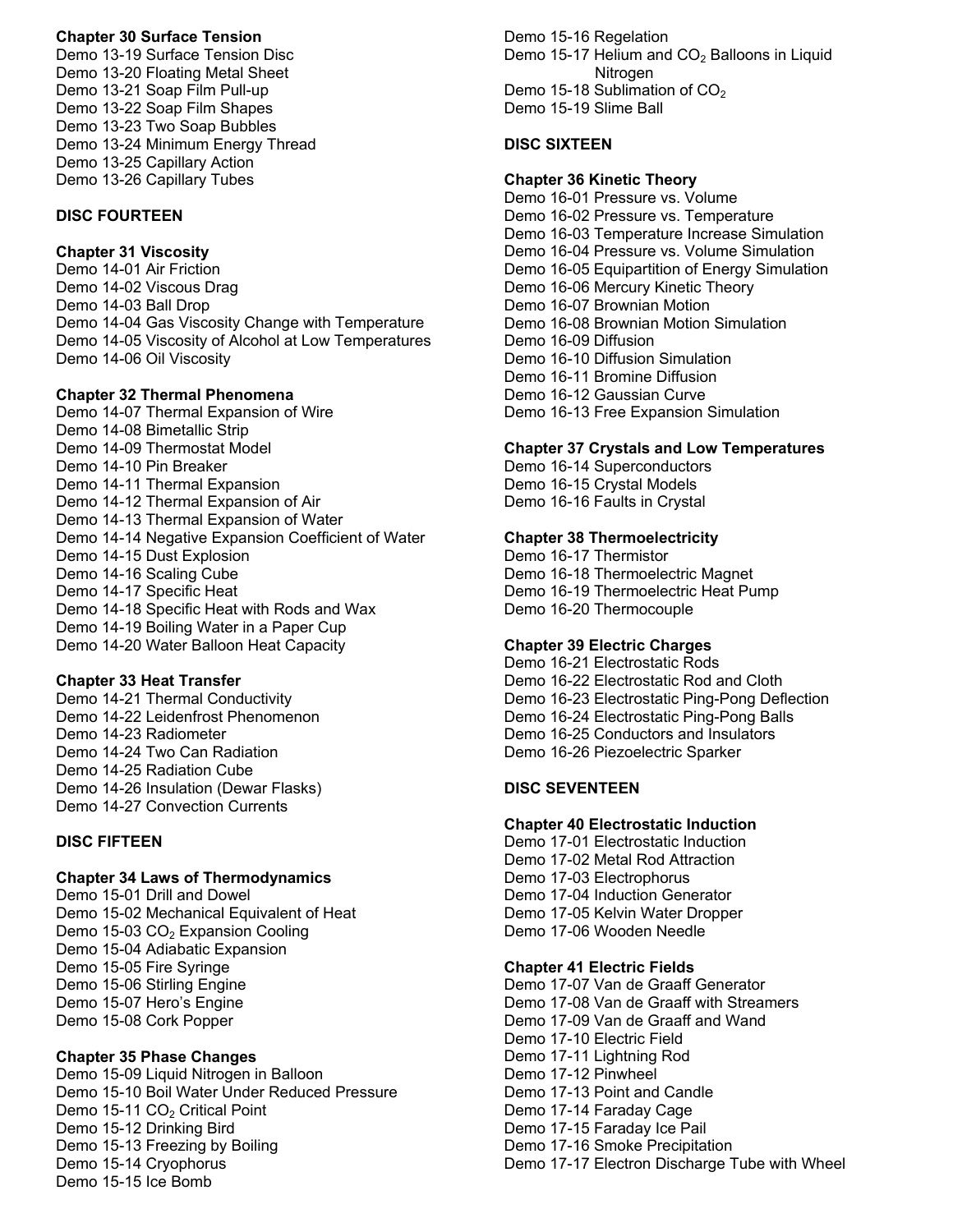**Chapter 30 Surface Tension**
Demo 13-19 Surface Tension Disc
Demo 13-20 Floating Metal Sheet
Demo 13-21 Soap Film Pull-up
Demo 13-22 Soap Film Shapes
Demo 13-23 Two Soap Bubbles
Demo 13-24 Minimum Energy Thread
Demo 13-25 Capillary Action
Demo 13-26 Capillary Tubes

**DISC FOURTEEN**

**Chapter 31 Viscosity**
Demo 14-01 Air Friction
Demo 14-02 Viscous Drag
Demo 14-03 Ball Drop
Demo 14-04 Gas Viscosity Change with Temperature
Demo 14-05 Viscosity of Alcohol at Low Temperatures
Demo 14-06 Oil Viscosity

**Chapter 32 Thermal Phenomena**
Demo 14-07 Thermal Expansion of Wire
Demo 14-08 Bimetallic Strip
Demo 14-09 Thermostat Model
Demo 14-10 Pin Breaker
Demo 14-11 Thermal Expansion
Demo 14-12 Thermal Expansion of Air
Demo 14-13 Thermal Expansion of Water
Demo 14-14 Negative Expansion Coefficient of Water
Demo 14-15 Dust Explosion
Demo 14-16 Scaling Cube
Demo 14-17 Specific Heat
Demo 14-18 Specific Heat with Rods and Wax
Demo 14-19 Boiling Water in a Paper Cup
Demo 14-20 Water Balloon Heat Capacity

**Chapter 33 Heat Transfer**
Demo 14-21 Thermal Conductivity
Demo 14-22 Leidenfrost Phenomenon
Demo 14-23 Radiometer
Demo 14-24 Two Can Radiation
Demo 14-25 Radiation Cube
Demo 14-26 Insulation (Dewar Flasks)
Demo 14-27 Convection Currents

**DISC FIFTEEN**

**Chapter 34 Laws of Thermodynamics**
Demo 15-01 Drill and Dowel
Demo 15-02 Mechanical Equivalent of Heat
Demo 15-03 $CO_2$ Expansion Cooling
Demo 15-04 Adiabatic Expansion
Demo 15-05 Fire Syringe
Demo 15-06 Stirling Engine
Demo 15-07 Hero's Engine
Demo 15-08 Cork Popper

**Chapter 35 Phase Changes**
Demo 15-09 Liquid Nitrogen in Balloon
Demo 15-10 Boil Water Under Reduced Pressure
Demo 15-11 $CO_2$ Critical Point
Demo 15-12 Drinking Bird
Demo 15-13 Freezing by Boiling
Demo 15-14 Cryophorus
Demo 15-15 Ice Bomb
Demo 15-16 Regelation
Demo 15-17 Helium and $CO_2$ Balloons in Liquid Nitrogen
Demo 15-18 Sublimation of $CO_2$
Demo 15-19 Slime Ball

**DISC SIXTEEN**

**Chapter 36 Kinetic Theory**
Demo 16-01 Pressure vs. Volume
Demo 16-02 Pressure vs. Temperature
Demo 16-03 Temperature Increase Simulation
Demo 16-04 Pressure vs. Volume Simulation
Demo 16-05 Equipartition of Energy Simulation
Demo 16-06 Mercury Kinetic Theory
Demo 16-07 Brownian Motion
Demo 16-08 Brownian Motion Simulation
Demo 16-09 Diffusion
Demo 16-10 Diffusion Simulation
Demo 16-11 Bromine Diffusion
Demo 16-12 Gaussian Curve
Demo 16-13 Free Expansion Simulation

**Chapter 37 Crystals and Low Temperatures**
Demo 16-14 Superconductors
Demo 16-15 Crystal Models
Demo 16-16 Faults in Crystal

**Chapter 38 Thermoelectricity**
Demo 16-17 Thermistor
Demo 16-18 Thermoelectric Magnet
Demo 16-19 Thermoelectric Heat Pump
Demo 16-20 Thermocouple

**Chapter 39 Electric Charges**
Demo 16-21 Electrostatic Rods
Demo 16-22 Electrostatic Rod and Cloth
Demo 16-23 Electrostatic Ping-Pong Deflection
Demo 16-24 Electrostatic Ping-Pong Balls
Demo 16-25 Conductors and Insulators
Demo 16-26 Piezoelectric Sparker

**DISC SEVENTEEN**

**Chapter 40 Electrostatic Induction**
Demo 17-01 Electrostatic Induction
Demo 17-02 Metal Rod Attraction
Demo 17-03 Electrophorus
Demo 17-04 Induction Generator
Demo 17-05 Kelvin Water Dropper
Demo 17-06 Wooden Needle

**Chapter 41 Electric Fields**
Demo 17-07 Van de Graaff Generator
Demo 17-08 Van de Graaff with Streamers
Demo 17-09 Van de Graaff and Wand
Demo 17-10 Electric Field
Demo 17-11 Lightning Rod
Demo 17-12 Pinwheel
Demo 17-13 Point and Candle
Demo 17-14 Faraday Cage
Demo 17-15 Faraday Ice Pail
Demo 17-16 Smoke Precipitation
Demo 17-17 Electron Discharge Tube with Wheel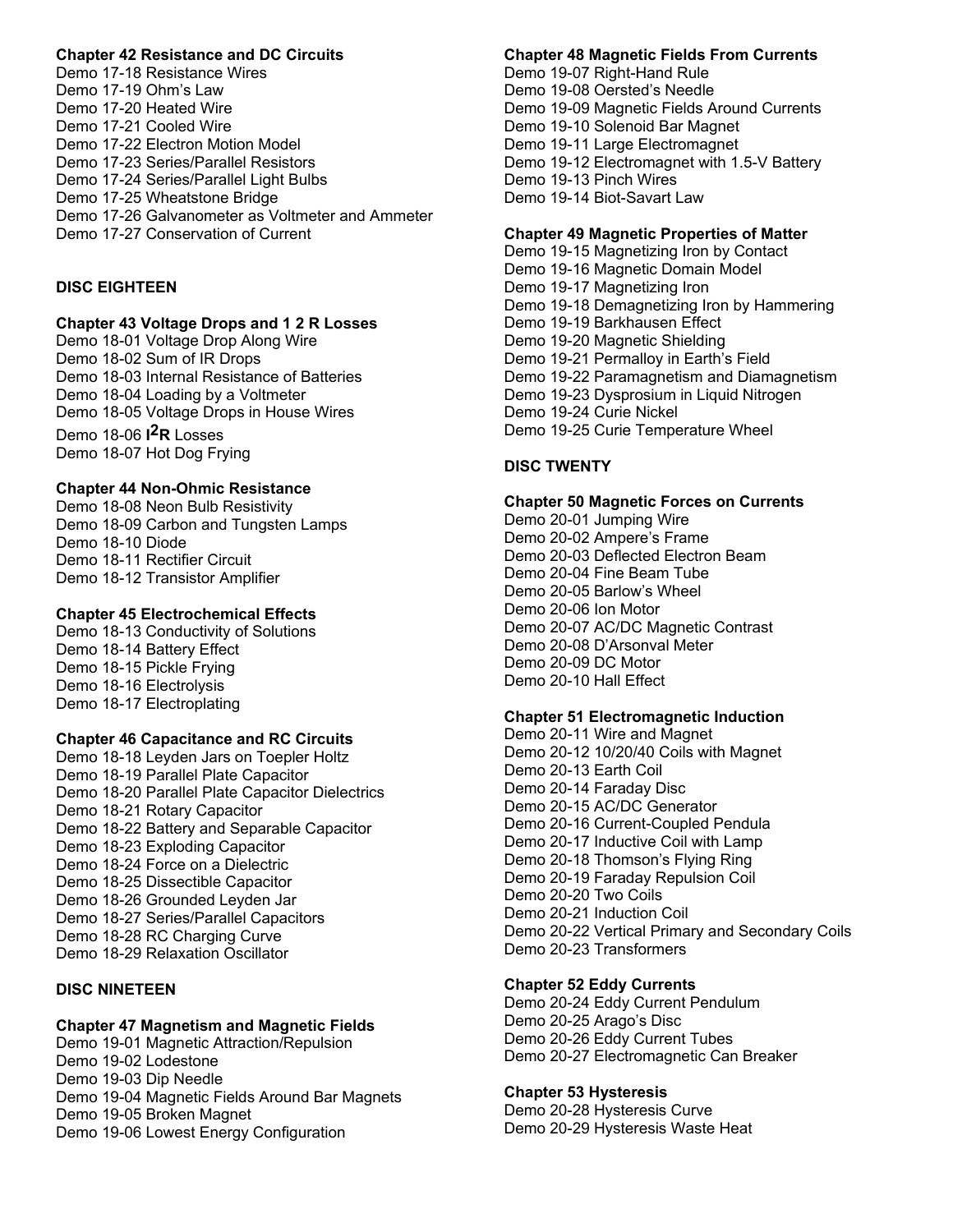### Chapter 42 Resistance and DC Circuits

Demo 17-18 Resistance Wires
Demo 17-19 Ohm's Law
Demo 17-20 Heated Wire
Demo 17-21 Cooled Wire
Demo 17-22 Electron Motion Model
Demo 17-23 Series/Parallel Resistors
Demo 17-24 Series/Parallel Light Bulbs
Demo 17-25 Wheatstone Bridge
Demo 17-26 Galvanometer as Voltmeter and Ammeter
Demo 17-27 Conservation of Current

## DISC EIGHTEEN

### Chapter 43 Voltage Drops and 1 2 R Losses

Demo 18-01 Voltage Drop Along Wire
Demo 18-02 Sum of IR Drops
Demo 18-03 Internal Resistance of Batteries
Demo 18-04 Loading by a Voltmeter
Demo 18-05 Voltage Drops in House Wires
Demo 18-06 $I^2R$ Losses
Demo 18-07 Hot Dog Frying

### Chapter 44 Non-Ohmic Resistance

Demo 18-08 Neon Bulb Resistivity
Demo 18-09 Carbon and Tungsten Lamps
Demo 18-10 Diode
Demo 18-11 Rectifier Circuit
Demo 18-12 Transistor Amplifier

### Chapter 45 Electrochemical Effects

Demo 18-13 Conductivity of Solutions
Demo 18-14 Battery Effect
Demo 18-15 Pickle Frying
Demo 18-16 Electrolysis
Demo 18-17 Electroplating

### Chapter 46 Capacitance and RC Circuits

Demo 18-18 Leyden Jars on Toepler Holtz
Demo 18-19 Parallel Plate Capacitor
Demo 18-20 Parallel Plate Capacitor Dielectrics
Demo 18-21 Rotary Capacitor
Demo 18-22 Battery and Separable Capacitor
Demo 18-23 Exploding Capacitor
Demo 18-24 Force on a Dielectric
Demo 18-25 Dissectible Capacitor
Demo 18-26 Grounded Leyden Jar
Demo 18-27 Series/Parallel Capacitors
Demo 18-28 RC Charging Curve
Demo 18-29 Relaxation Oscillator

## DISC NINETEEN

### Chapter 47 Magnetism and Magnetic Fields

Demo 19-01 Magnetic Attraction/Repulsion
Demo 19-02 Lodestone
Demo 19-03 Dip Needle
Demo 19-04 Magnetic Fields Around Bar Magnets
Demo 19-05 Broken Magnet
Demo 19-06 Lowest Energy Configuration

### Chapter 48 Magnetic Fields From Currents

Demo 19-07 Right-Hand Rule
Demo 19-08 Oersted's Needle
Demo 19-09 Magnetic Fields Around Currents
Demo 19-10 Solenoid Bar Magnet
Demo 19-11 Large Electromagnet
Demo 19-12 Electromagnet with 1.5-V Battery
Demo 19-13 Pinch Wires
Demo 19-14 Biot-Savart Law

### Chapter 49 Magnetic Properties of Matter

Demo 19-15 Magnetizing Iron by Contact
Demo 19-16 Magnetic Domain Model
Demo 19-17 Magnetizing Iron
Demo 19-18 Demagnetizing Iron by Hammering
Demo 19-19 Barkhausen Effect
Demo 19-20 Magnetic Shielding
Demo 19-21 Permalloy in Earth's Field
Demo 19-22 Paramagnetism and Diamagnetism
Demo 19-23 Dysprosium in Liquid Nitrogen
Demo 19-24 Curie Nickel
Demo 19-25 Curie Temperature Wheel

## DISC TWENTY

### Chapter 50 Magnetic Forces on Currents

Demo 20-01 Jumping Wire
Demo 20-02 Ampere's Frame
Demo 20-03 Deflected Electron Beam
Demo 20-04 Fine Beam Tube
Demo 20-05 Barlow's Wheel
Demo 20-06 Ion Motor
Demo 20-07 AC/DC Magnetic Contrast
Demo 20-08 D'Arsonval Meter
Demo 20-09 DC Motor
Demo 20-10 Hall Effect

### Chapter 51 Electromagnetic Induction

Demo 20-11 Wire and Magnet
Demo 20-12 10/20/40 Coils with Magnet
Demo 20-13 Earth Coil
Demo 20-14 Faraday Disc
Demo 20-15 AC/DC Generator
Demo 20-16 Current-Coupled Pendula
Demo 20-17 Inductive Coil with Lamp
Demo 20-18 Thomson's Flying Ring
Demo 20-19 Faraday Repulsion Coil
Demo 20-20 Two Coils
Demo 20-21 Induction Coil
Demo 20-22 Vertical Primary and Secondary Coils
Demo 20-23 Transformers

### Chapter 52 Eddy Currents

Demo 20-24 Eddy Current Pendulum
Demo 20-25 Arago's Disc
Demo 20-26 Eddy Current Tubes
Demo 20-27 Electromagnetic Can Breaker

### Chapter 53 Hysteresis

Demo 20-28 Hysteresis Curve
Demo 20-29 Hysteresis Waste Heat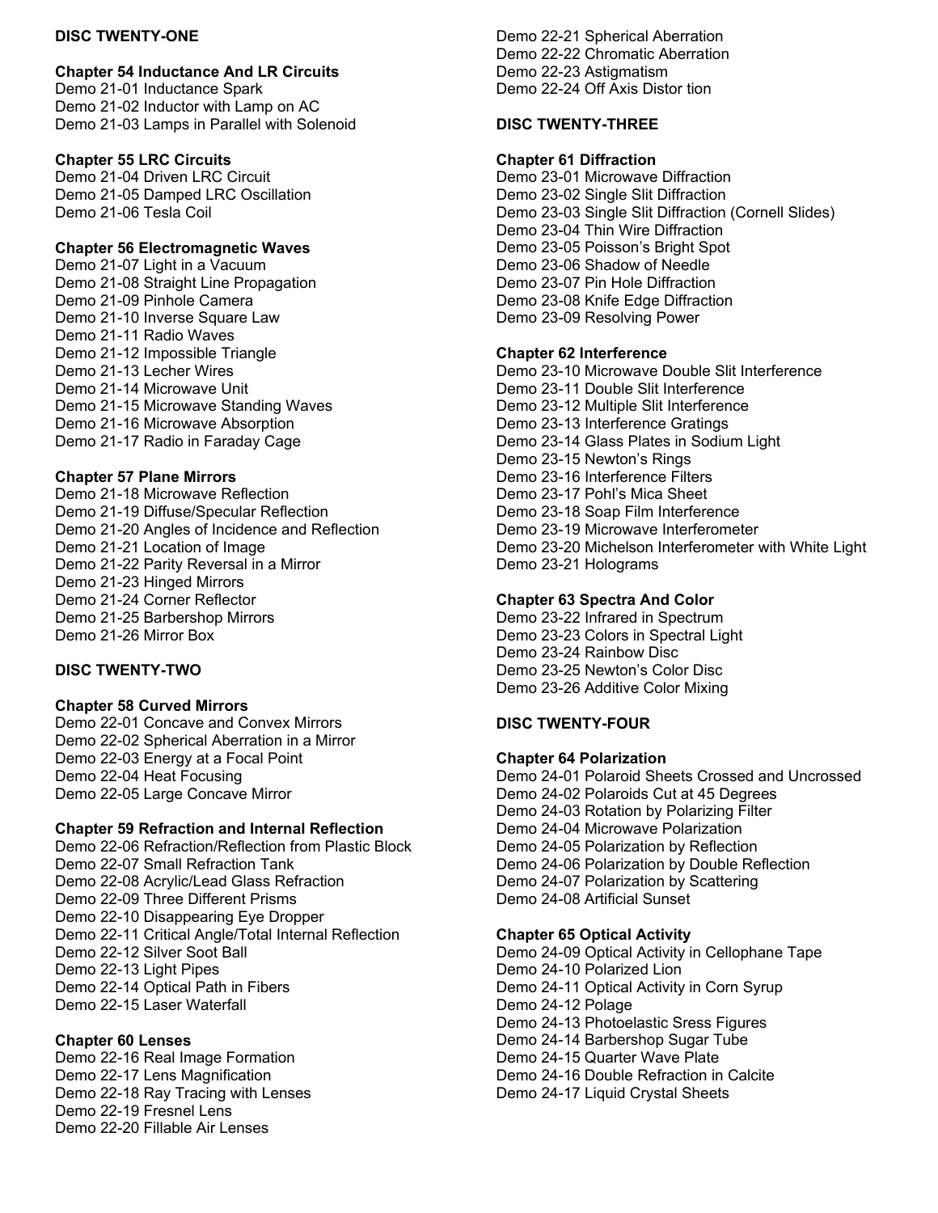## DISC TWENTY-ONE

### Chapter 54 Inductance And LR Circuits

Demo 21-01 Inductance Spark
Demo 21-02 Inductor with Lamp on AC
Demo 21-03 Lamps in Parallel with Solenoid

### Chapter 55 LRC Circuits

Demo 21-04 Driven LRC Circuit
Demo 21-05 Damped LRC Oscillation
Demo 21-06 Tesla Coil

### Chapter 56 Electromagnetic Waves

Demo 21-07 Light in a Vacuum
Demo 21-08 Straight Line Propagation
Demo 21-09 Pinhole Camera
Demo 21-10 Inverse Square Law
Demo 21-11 Radio Waves
Demo 21-12 Impossible Triangle
Demo 21-13 Lecher Wires
Demo 21-14 Microwave Unit
Demo 21-15 Microwave Standing Waves
Demo 21-16 Microwave Absorption
Demo 21-17 Radio in Faraday Cage

### Chapter 57 Plane Mirrors

Demo 21-18 Microwave Reflection
Demo 21-19 Diffuse/Specular Reflection
Demo 21-20 Angles of Incidence and Reflection
Demo 21-21 Location of Image
Demo 21-22 Parity Reversal in a Mirror
Demo 21-23 Hinged Mirrors
Demo 21-24 Corner Reflector
Demo 21-25 Barbershop Mirrors
Demo 21-26 Mirror Box

## DISC TWENTY-TWO

### Chapter 58 Curved Mirrors

Demo 22-01 Concave and Convex Mirrors
Demo 22-02 Spherical Aberration in a Mirror
Demo 22-03 Energy at a Focal Point
Demo 22-04 Heat Focusing
Demo 22-05 Large Concave Mirror

### Chapter 59 Refraction and Internal Reflection

Demo 22-06 Refraction/Reflection from Plastic Block
Demo 22-07 Small Refraction Tank
Demo 22-08 Acrylic/Lead Glass Refraction
Demo 22-09 Three Different Prisms
Demo 22-10 Disappearing Eye Dropper
Demo 22-11 Critical Angle/Total Internal Reflection
Demo 22-12 Silver Soot Ball
Demo 22-13 Light Pipes
Demo 22-14 Optical Path in Fibers
Demo 22-15 Laser Waterfall

### Chapter 60 Lenses

Demo 22-16 Real Image Formation
Demo 22-17 Lens Magnification
Demo 22-18 Ray Tracing with Lenses
Demo 22-19 Fresnel Lens
Demo 22-20 Fillable Air Lenses
Demo 22-21 Spherical Aberration
Demo 22-22 Chromatic Aberration
Demo 22-23 Astigmatism
Demo 22-24 Off Axis Distor tion

## DISC TWENTY-THREE

### Chapter 61 Diffraction

Demo 23-01 Microwave Diffraction
Demo 23-02 Single Slit Diffraction
Demo 23-03 Single Slit Diffraction (Cornell Slides)
Demo 23-04 Thin Wire Diffraction
Demo 23-05 Poisson's Bright Spot
Demo 23-06 Shadow of Needle
Demo 23-07 Pin Hole Diffraction
Demo 23-08 Knife Edge Diffraction
Demo 23-09 Resolving Power

### Chapter 62 Interference

Demo 23-10 Microwave Double Slit Interference
Demo 23-11 Double Slit Interference
Demo 23-12 Multiple Slit Interference
Demo 23-13 Interference Gratings
Demo 23-14 Glass Plates in Sodium Light
Demo 23-15 Newton's Rings
Demo 23-16 Interference Filters
Demo 23-17 Pohl's Mica Sheet
Demo 23-18 Soap Film Interference
Demo 23-19 Microwave Interferometer
Demo 23-20 Michelson Interferometer with White Light
Demo 23-21 Holograms

### Chapter 63 Spectra And Color

Demo 23-22 Infrared in Spectrum
Demo 23-23 Colors in Spectral Light
Demo 23-24 Rainbow Disc
Demo 23-25 Newton's Color Disc
Demo 23-26 Additive Color Mixing

## DISC TWENTY-FOUR

### Chapter 64 Polarization

Demo 24-01 Polaroid Sheets Crossed and Uncrossed
Demo 24-02 Polaroids Cut at 45 Degrees
Demo 24-03 Rotation by Polarizing Filter
Demo 24-04 Microwave Polarization
Demo 24-05 Polarization by Reflection
Demo 24-06 Polarization by Double Reflection
Demo 24-07 Polarization by Scattering
Demo 24-08 Artificial Sunset

### Chapter 65 Optical Activity

Demo 24-09 Optical Activity in Cellophane Tape
Demo 24-10 Polarized Lion
Demo 24-11 Optical Activity in Corn Syrup
Demo 24-12 Polage
Demo 24-13 Photoelastic Sress Figures
Demo 24-14 Barbershop Sugar Tube
Demo 24-15 Quarter Wave Plate
Demo 24-16 Double Refraction in Calcite
Demo 24-17 Liquid Crystal Sheets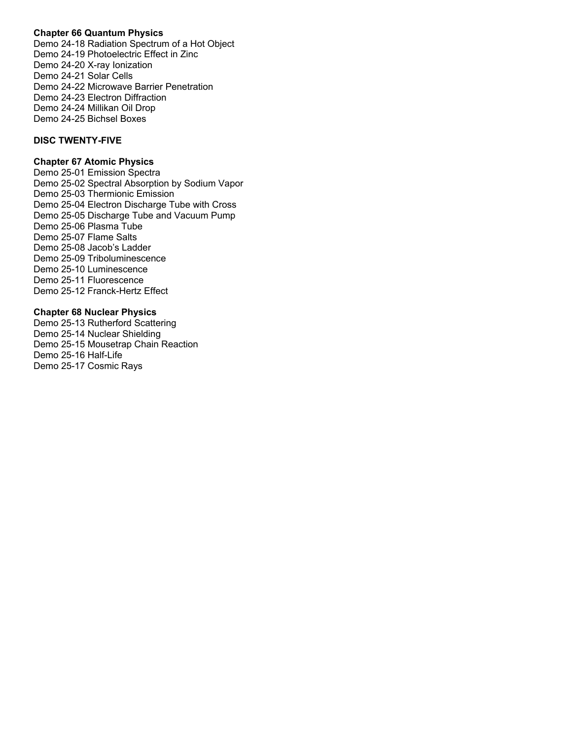**Chapter 66 Quantum Physics**

Demo 24-18 Radiation Spectrum of a Hot Object
Demo 24-19 Photoelectric Effect in Zinc
Demo 24-20 X-ray Ionization
Demo 24-21 Solar Cells
Demo 24-22 Microwave Barrier Penetration
Demo 24-23 Electron Diffraction
Demo 24-24 Millikan Oil Drop
Demo 24-25 Bichsel Boxes

**DISC TWENTY-FIVE**

**Chapter 67 Atomic Physics**

Demo 25-01 Emission Spectra
Demo 25-02 Spectral Absorption by Sodium Vapor
Demo 25-03 Thermionic Emission
Demo 25-04 Electron Discharge Tube with Cross
Demo 25-05 Discharge Tube and Vacuum Pump
Demo 25-06 Plasma Tube
Demo 25-07 Flame Salts
Demo 25-08 Jacob's Ladder
Demo 25-09 Triboluminescence
Demo 25-10 Luminescence
Demo 25-11 Fluorescence
Demo 25-12 Franck-Hertz Effect

**Chapter 68 Nuclear Physics**

Demo 25-13 Rutherford Scattering
Demo 25-14 Nuclear Shielding
Demo 25-15 Mousetrap Chain Reaction
Demo 25-16 Half-Life
Demo 25-17 Cosmic Rays